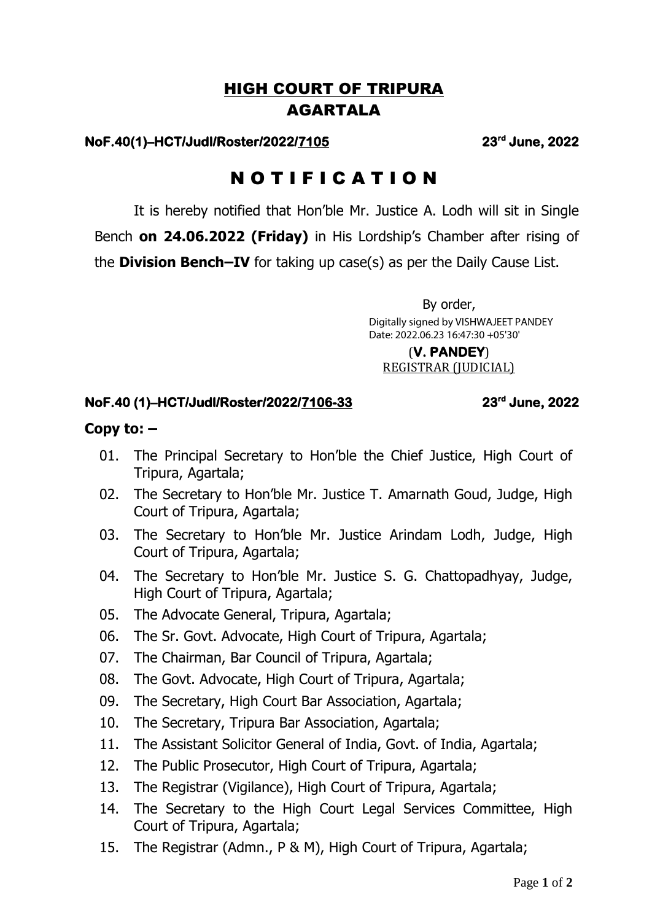# HIGH COURT OF TRIPURA
# AGARTALA

**NoF.40(1)–HCT/Judl/Roster/2022/7105** **23rd June, 2022**

## N O T I F I C A T I O N

It is hereby notified that Hon'ble Mr. Justice A. Lodh will sit in Single Bench **on 24.06.2022 (Friday)** in His Lordship's Chamber after rising of the **Division Bench–IV** for taking up case(s) as per the Daily Cause List.

By order,

Digitally signed by VISHWAJEET PANDEY
Date: 2022.06.23 16:47:30 +05'30'

(**V. PANDEY**)
REGISTRAR (JUDICIAL)

**NoF.40 (1)–HCT/Judl/Roster/2022/7106-33** **23rd June, 2022**

**Copy to: –**

01. The Principal Secretary to Hon'ble the Chief Justice, High Court of Tripura, Agartala;
02. The Secretary to Hon'ble Mr. Justice T. Amarnath Goud, Judge, High Court of Tripura, Agartala;
03. The Secretary to Hon'ble Mr. Justice Arindam Lodh, Judge, High Court of Tripura, Agartala;
04. The Secretary to Hon'ble Mr. Justice S. G. Chattopadhyay, Judge, High Court of Tripura, Agartala;
05. The Advocate General, Tripura, Agartala;
06. The Sr. Govt. Advocate, High Court of Tripura, Agartala;
07. The Chairman, Bar Council of Tripura, Agartala;
08. The Govt. Advocate, High Court of Tripura, Agartala;
09. The Secretary, High Court Bar Association, Agartala;
10. The Secretary, Tripura Bar Association, Agartala;
11. The Assistant Solicitor General of India, Govt. of India, Agartala;
12. The Public Prosecutor, High Court of Tripura, Agartala;
13. The Registrar (Vigilance), High Court of Tripura, Agartala;
14. The Secretary to the High Court Legal Services Committee, High Court of Tripura, Agartala;
15. The Registrar (Admn., P & M), High Court of Tripura, Agartala;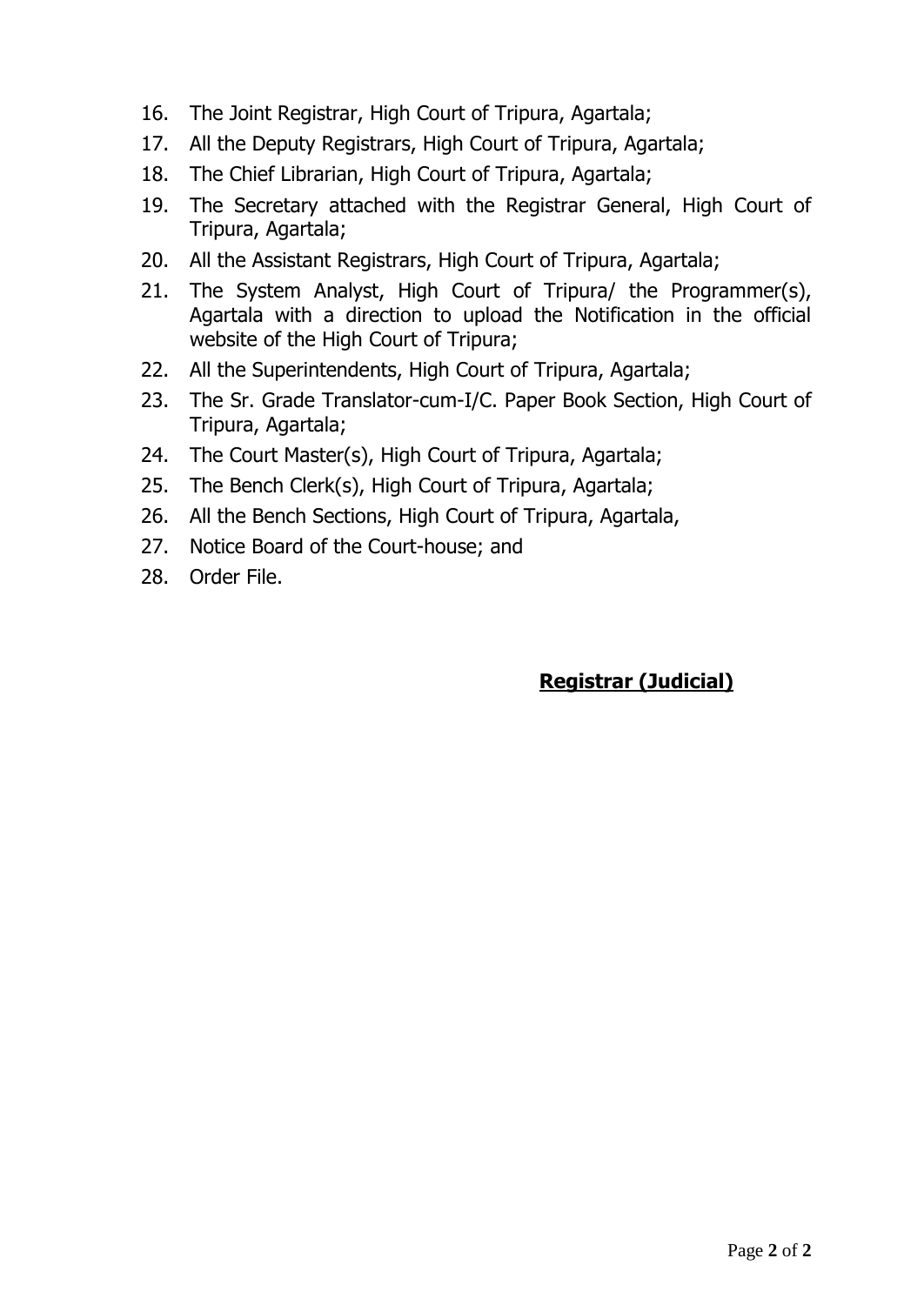16. The Joint Registrar, High Court of Tripura, Agartala;
17. All the Deputy Registrars, High Court of Tripura, Agartala;
18. The Chief Librarian, High Court of Tripura, Agartala;
19. The Secretary attached with the Registrar General, High Court of Tripura, Agartala;
20. All the Assistant Registrars, High Court of Tripura, Agartala;
21. The System Analyst, High Court of Tripura/ the Programmer(s), Agartala with a direction to upload the Notification in the official website of the High Court of Tripura;
22. All the Superintendents, High Court of Tripura, Agartala;
23. The Sr. Grade Translator-cum-I/C. Paper Book Section, High Court of Tripura, Agartala;
24. The Court Master(s), High Court of Tripura, Agartala;
25. The Bench Clerk(s), High Court of Tripura, Agartala;
26. All the Bench Sections, High Court of Tripura, Agartala,
27. Notice Board of the Court-house; and
28. Order File.

**Registrar (Judicial)**